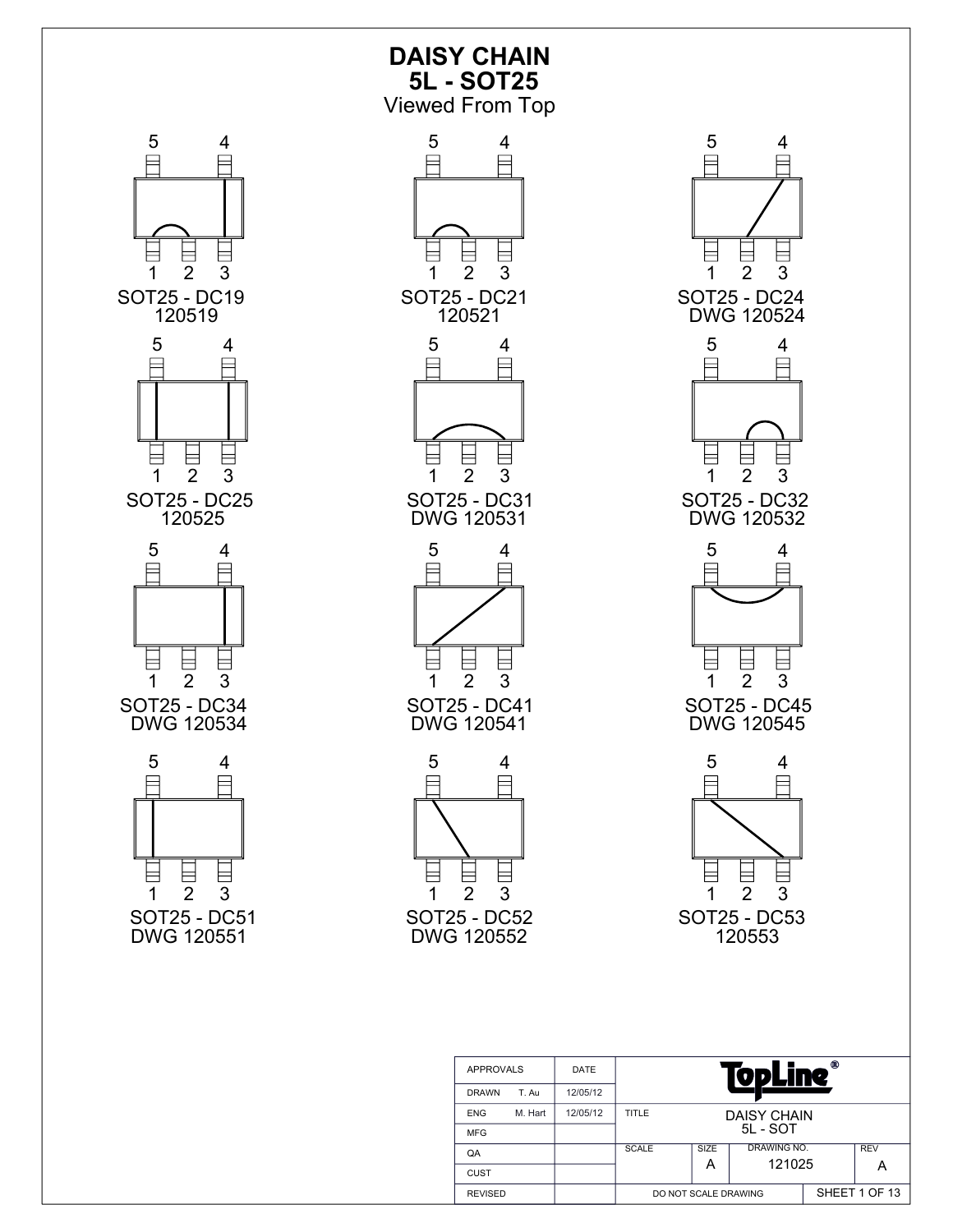# DAISY CHAIN
## 5L - SOT25
Viewed From Top

SOT25 - DC19
120519

SOT25 - DC21
120521

SOT25 - DC24
DWG 120524

SOT25 - DC25
120525

SOT25 - DC31
DWG 120531

SOT25 - DC32
DWG 120532

SOT25 - DC34
DWG 120534

SOT25 - DC41
DWG 120541

SOT25 - DC45
DWG 120545

SOT25 - DC51
DWG 120551

SOT25 - DC52
DWG 120552

SOT25 - DC53
120553

| APPROVALS | | DATE | TopLine® | | | |
|---|---|---|---|---|---|---|
| DRAWN | T. Au | 12/05/12 | | | | |
| ENG | M. Hart | 12/05/12 | TITLE | DAISY CHAIN 5L - SOT | | |
| MFG | | | | | | |
| QA | | | SCALE | SIZE A | DRAWING NO. 121025 | REV A |
| CUST | | | | | | |
| REVISED | | | DO NOT SCALE DRAWING | | SHEET 1 OF 13 | |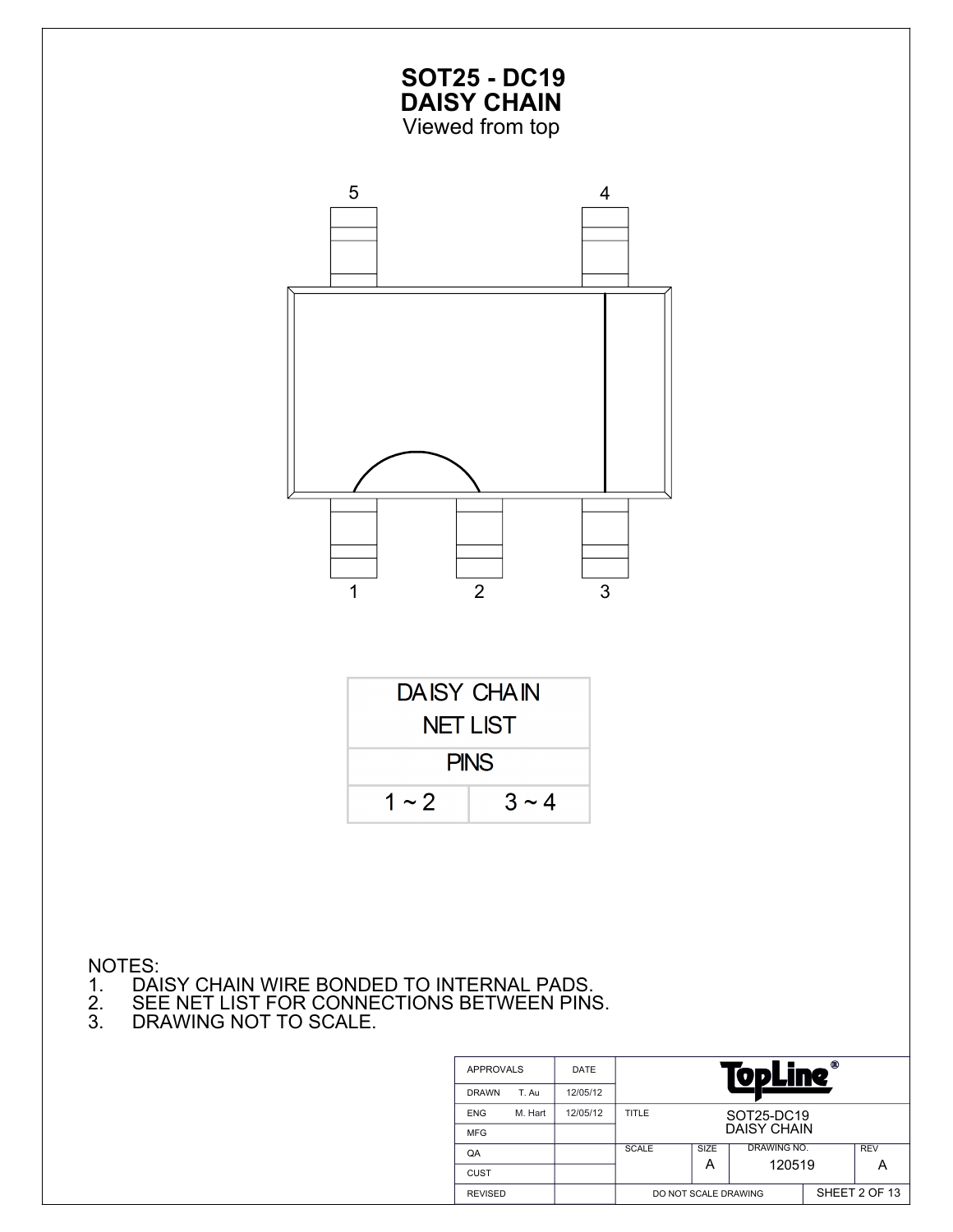# SOT25 - DC19
# DAISY CHAIN
Viewed from top

5 4

1 2 3

| DAISY CHAIN NET LIST | |
|---|---|
| PINS | |
| 1 ~ 2 | 3 ~ 4 |

NOTES:
1. DAISY CHAIN WIRE BONDED TO INTERNAL PADS.
2. SEE NET LIST FOR CONNECTIONS BETWEEN PINS.
3. DRAWING NOT TO SCALE.

| APPROVALS | | DATE | TopLine® | | | |
|---|---|---|---|---|---|---|
| DRAWN | T. Au | 12/05/12 | | | | |
| ENG | M. Hart | 12/05/12 | TITLE | SOT25-DC19 DAISY CHAIN | | |
| MFG | | | | | | |
| QA | | | SCALE | SIZE A | DRAWING NO. 120519 | REV A |
| CUST | | | | | | |
| REVISED | | | DO NOT SCALE DRAWING | | | |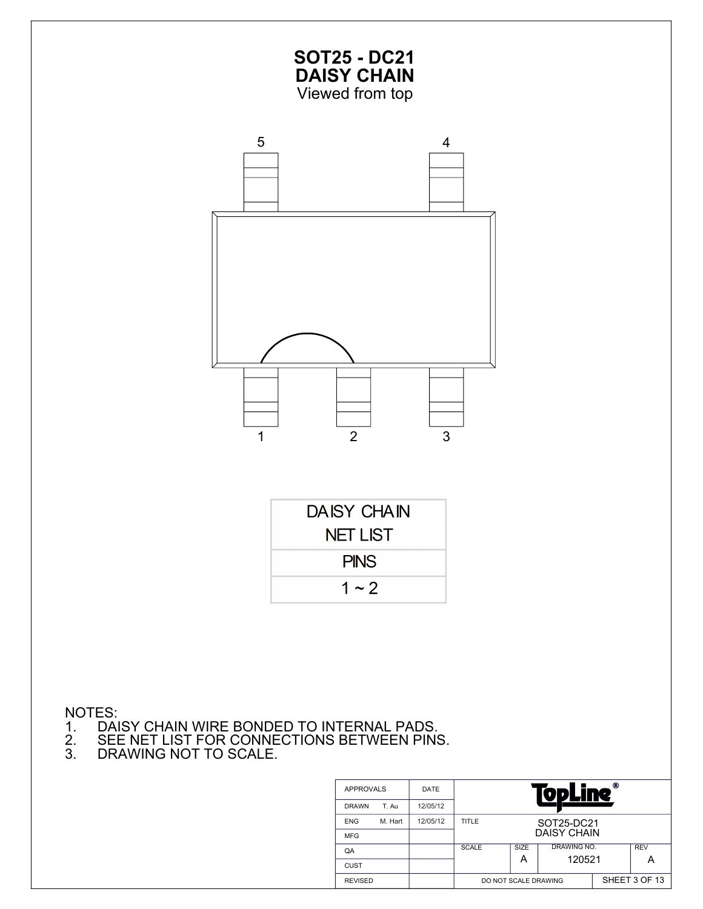# SOT25 - DC21
# DAISY CHAIN
Viewed from top

5 4

1 2 3

| DAISY CHAIN NET LIST |
|---|
| PINS |
| 1 ~ 2 |

NOTES:
1. DAISY CHAIN WIRE BONDED TO INTERNAL PADS.
2. SEE NET LIST FOR CONNECTIONS BETWEEN PINS.
3. DRAWING NOT TO SCALE.

| APPROVALS | | DATE | TopLine® | | | |
|---|---|---|---|---|---|---|
| DRAWN | T. Au | 12/05/12 | | | | |
| ENG | M. Hart | 12/05/12 | TITLE | SOT25-DC21 DAISY CHAIN | | |
| MFG | | | | | | |
| QA | | | SCALE | SIZE A | DRAWING NO. 120521 | REV A |
| CUST | | | | | | |
| REVISED | | | DO NOT SCALE DRAWING | | SHEET 3 OF 13 | |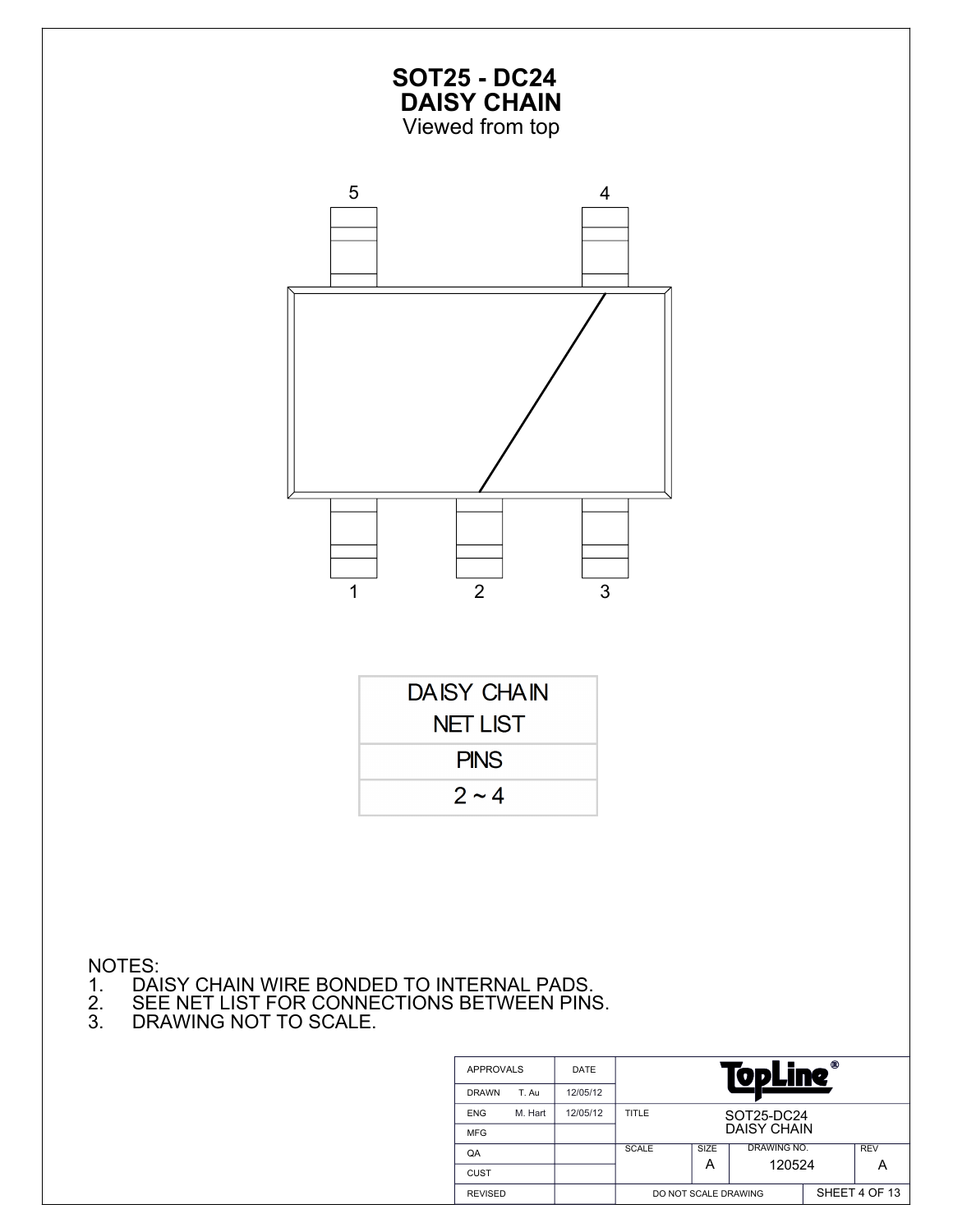# SOT25 - DC24
## DAISY CHAIN
Viewed from top

5 4

1 2 3

| DAISY CHAIN NET LIST |
|---|
| PINS |
| 2 ~ 4 |

NOTES:
1. DAISY CHAIN WIRE BONDED TO INTERNAL PADS.
2. SEE NET LIST FOR CONNECTIONS BETWEEN PINS.
3. DRAWING NOT TO SCALE.

| APPROVALS | DATE | TopLine® | | | |
|---|---|---|---|---|---|
| DRAWN T. Au | 12/05/12 | | | | |
| ENG M. Hart | 12/05/12 | TITLE | SOT25-DC24 DAISY CHAIN | | |
| MFG | | | | | |
| QA | | SCALE | SIZE A | DRAWING NO. 120524 | REV A |
| CUST | | | | | |
| REVISED | | DO NOT SCALE DRAWING | | SHEET 4 OF 13 | |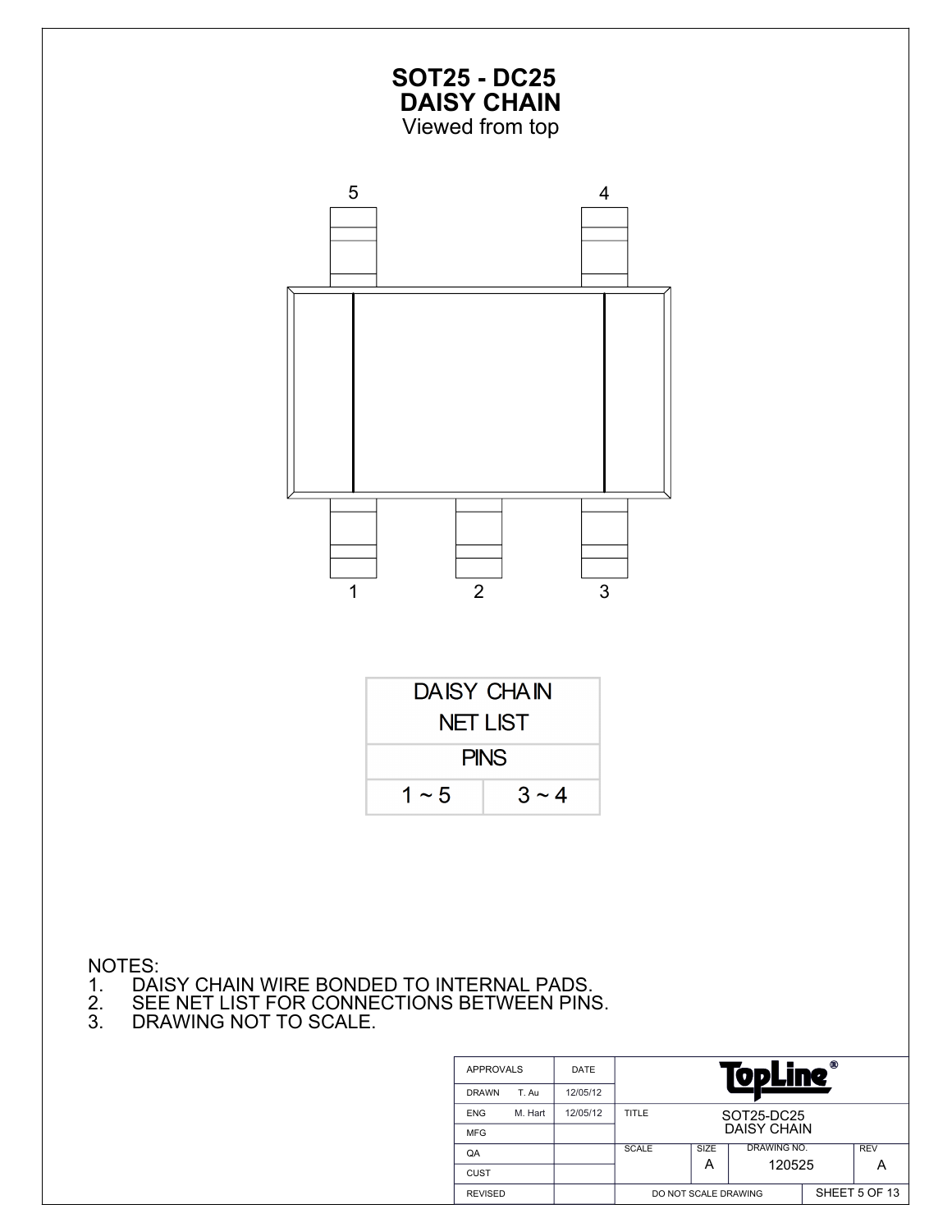# SOT25 - DC25
## DAISY CHAIN
Viewed from top

5 4

1 2 3

| DAISY CHAIN NET LIST | |
|---|---|
| PINS | |
| 1 ~ 5 | 3 ~ 4 |

NOTES:
1. DAISY CHAIN WIRE BONDED TO INTERNAL PADS.
2. SEE NET LIST FOR CONNECTIONS BETWEEN PINS.
3. DRAWING NOT TO SCALE.

| APPROVALS | DATE | TopLine® | | | |
|---|---|---|---|---|---|
| DRAWN T. Au | 12/05/12 | | | | |
| ENG M. Hart | 12/05/12 | TITLE | SOT25-DC25 DAISY CHAIN | | |
| MFG | | | | | |
| QA | | SCALE | SIZE A | DRAWING NO. 120525 | REV A |
| CUST | | | | | |
| REVISED | | DO NOT SCALE DRAWING | | SHEET 5 OF 13 | |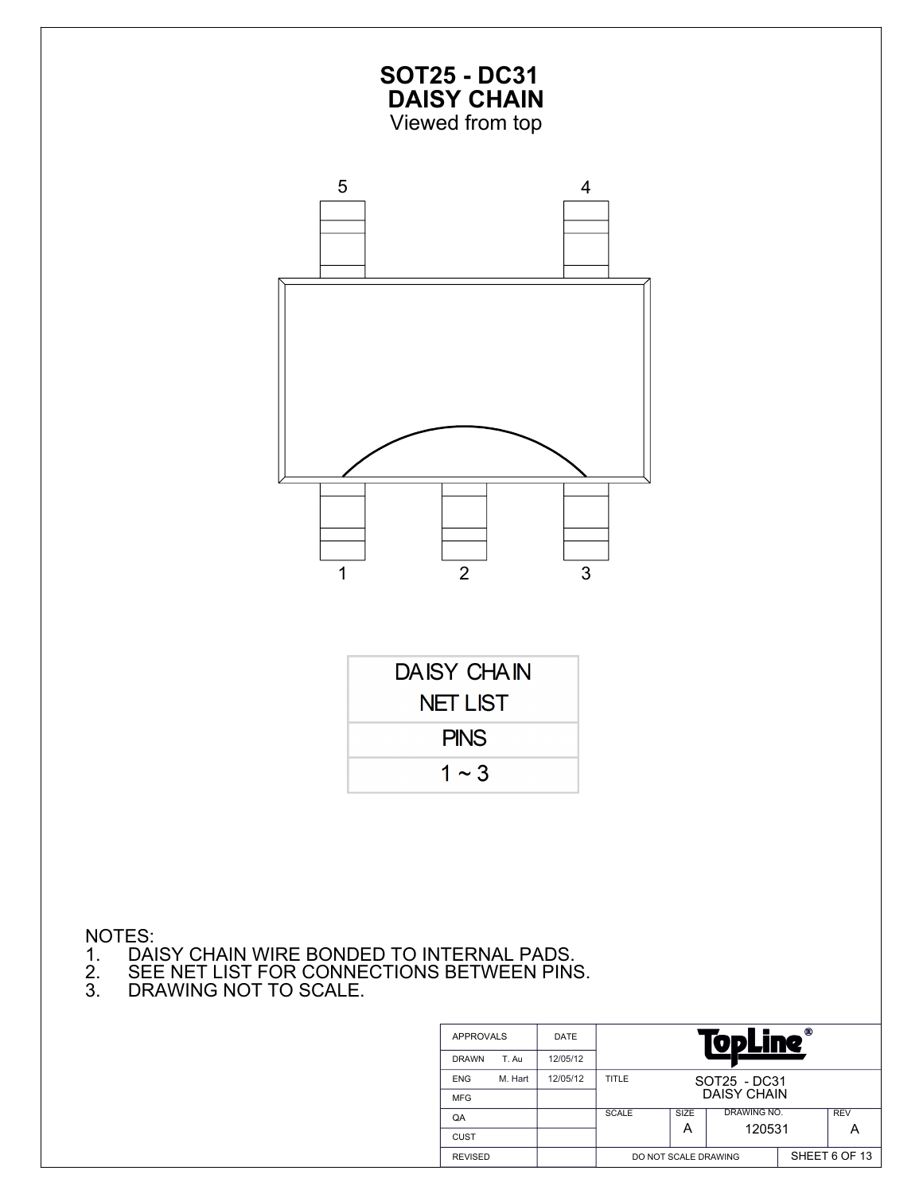# SOT25 - DC31
## DAISY CHAIN
Viewed from top

5 4

1 2 3

| DAISY CHAIN NET LIST |
|---|
| PINS |
| 1 ~ 3 |

NOTES:
1. DAISY CHAIN WIRE BONDED TO INTERNAL PADS.
2. SEE NET LIST FOR CONNECTIONS BETWEEN PINS.
3. DRAWING NOT TO SCALE.

| APPROVALS | | DATE | | | | |
|---|---|---|---|---|---|---|
| DRAWN | T. Au | 12/05/12 | TopLine® | | | |
| ENG | M. Hart | 12/05/12 | TITLE | SOT25 - DC31 DAISY CHAIN | | |
| MFG | | | | | | |
| QA | | | SCALE | SIZE A | DRAWING NO. 120531 | REV A |
| CUST | | | | | | |
| REVISED | | | DO NOT SCALE DRAWING | | SHEET 6 OF 13 | |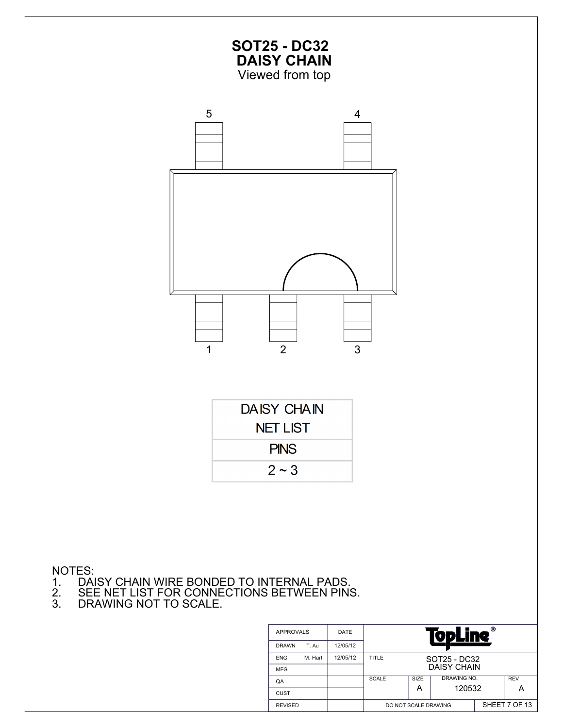# SOT25 - DC32
# DAISY CHAIN

Viewed from top

5 4

1 2 3

| DAISY CHAIN NET LIST |
|---|
| PINS |
| 2 ~ 3 |

NOTES:

1. DAISY CHAIN WIRE BONDED TO INTERNAL PADS.
2. SEE NET LIST FOR CONNECTIONS BETWEEN PINS.
3. DRAWING NOT TO SCALE.

| APPROVALS | | DATE | TopLine® | | | |
|---|---|---|---|---|---|---|
| DRAWN | T. Au | 12/05/12 | | | | |
| ENG | M. Hart | 12/05/12 | TITLE | SOT25 - DC32 DAISY CHAIN | | |
| MFG | | | | | | |
| QA | | | SCALE | SIZE A | DRAWING NO. 120532 | REV A |
| CUST | | | | | | |
| REVISED | | | DO NOT SCALE DRAWING | | SHEET 7 OF 13 | |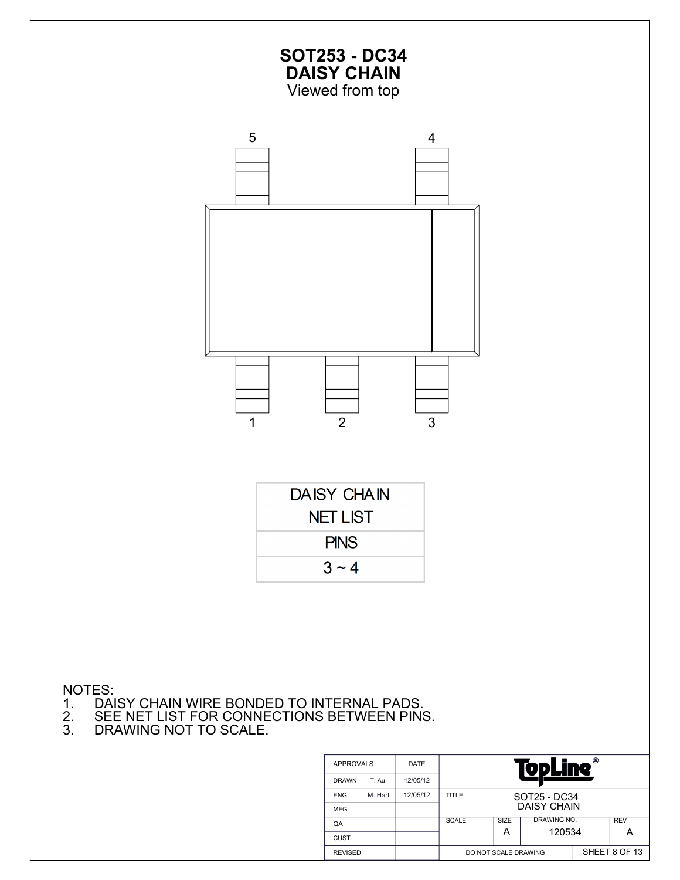# SOT253 - DC34
## DAISY CHAIN
Viewed from top

5 4

1 2 3

| DAISY CHAIN NET LIST |
|---|
| PINS |
| 3 ~ 4 |

NOTES:
1. DAISY CHAIN WIRE BONDED TO INTERNAL PADS.
2. SEE NET LIST FOR CONNECTIONS BETWEEN PINS.
3. DRAWING NOT TO SCALE.

| APPROVALS | | DATE | TopLine® | | | |
|---|---|---|---|---|---|---|
| DRAWN | T. Au | 12/05/12 | | | | |
| ENG | M. Hart | 12/05/12 | TITLE | SOT25 - DC34 DAISY CHAIN | | |
| MFG | | | | | | |
| QA | | | SCALE | SIZE A | DRAWING NO. 120534 | REV A |
| CUST | | | | | | |
| REVISED | | | DO NOT SCALE DRAWING | | SHEET 8 OF 13 | |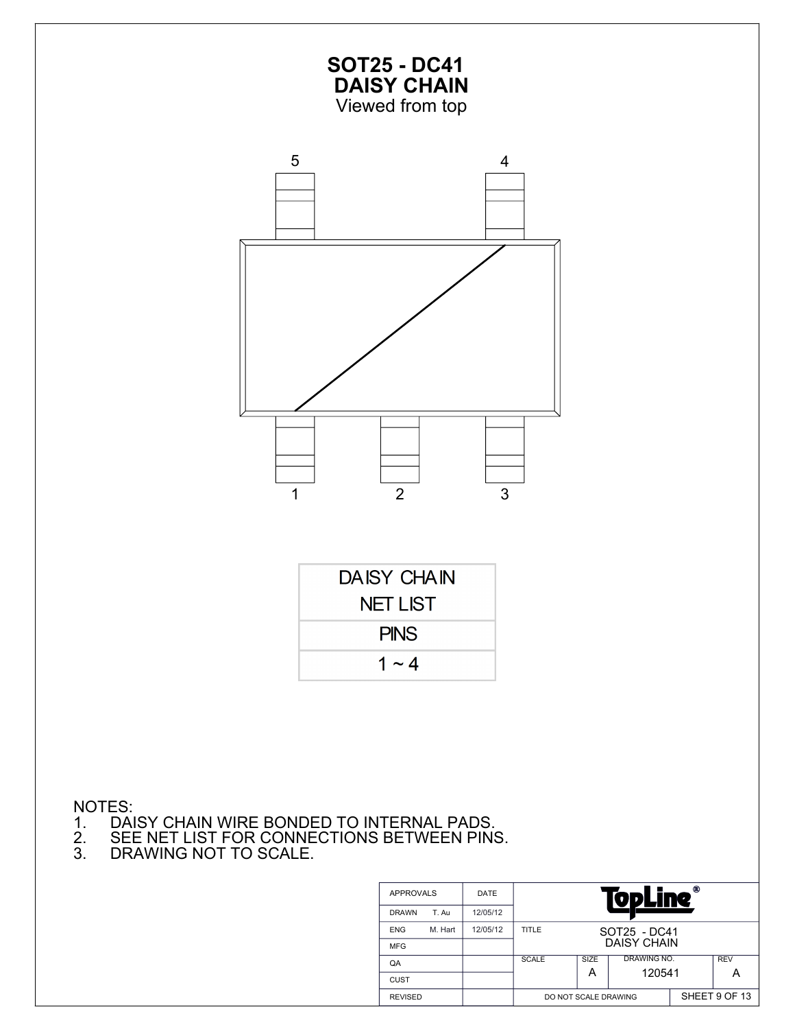# SOT25 - DC41
# DAISY CHAIN
Viewed from top

5 4

1 2 3

| DAISY CHAIN NET LIST |
| --- |
| PINS |
| 1 ~ 4 |

NOTES:
1. DAISY CHAIN WIRE BONDED TO INTERNAL PADS.
2. SEE NET LIST FOR CONNECTIONS BETWEEN PINS.
3. DRAWING NOT TO SCALE.

| APPROVALS | DATE | TopLine® | | | |
| --- | --- | --- | --- | --- | --- |
| DRAWN T. Au | 12/05/12 | | | | |
| ENG M. Hart | 12/05/12 | TITLE | SOT25 - DC41 DAISY CHAIN | | |
| MFG | | | | | |
| QA | | SCALE | SIZE A | DRAWING NO. 120541 | REV A |
| CUST | | | | | |
| REVISED | | DO NOT SCALE DRAWING | | SHEET 9 OF 13 | |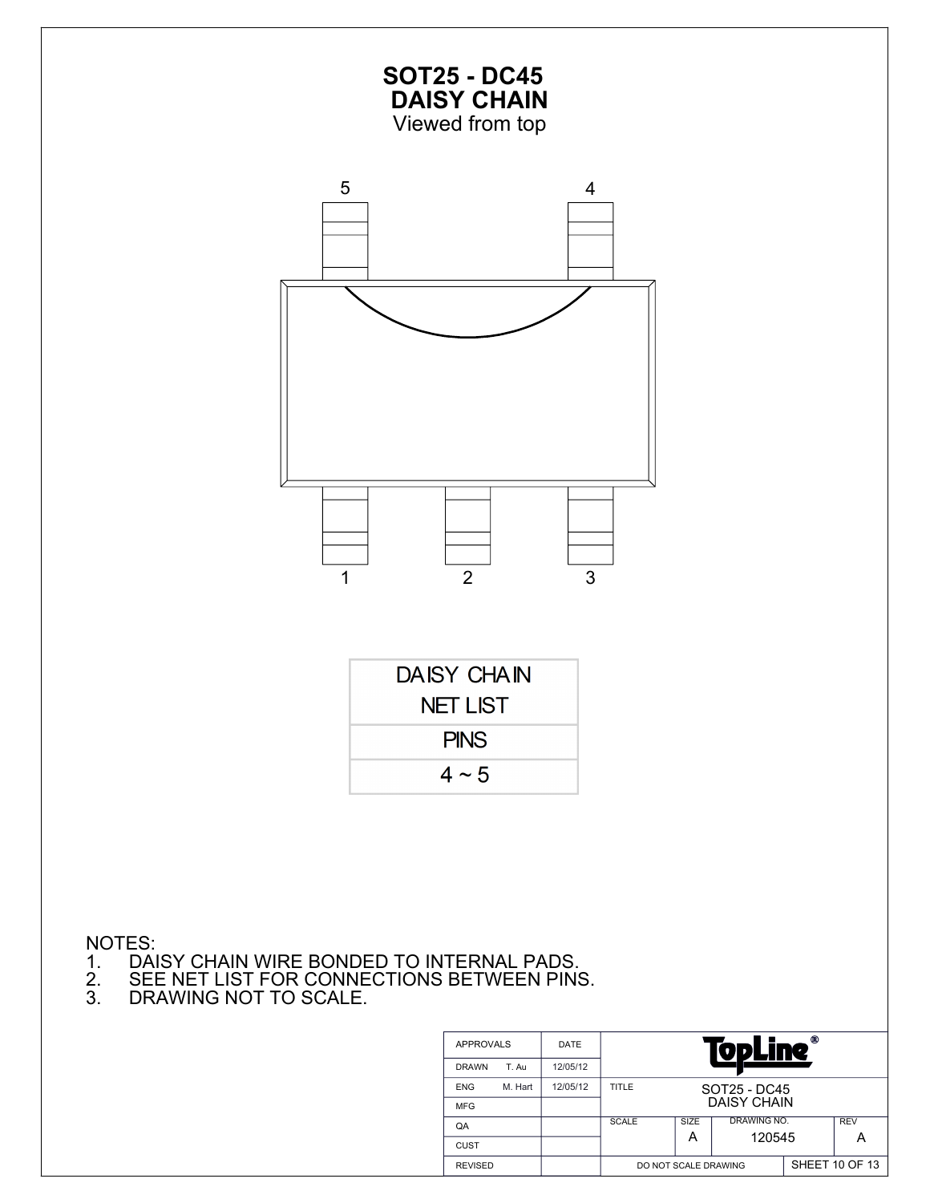# SOT25 - DC45
## DAISY CHAIN
Viewed from top

5 4

1 2 3

| DAISY CHAIN NET LIST |
| --- |
| PINS |
| 4 ~ 5 |

NOTES:
1. DAISY CHAIN WIRE BONDED TO INTERNAL PADS.
2. SEE NET LIST FOR CONNECTIONS BETWEEN PINS.
3. DRAWING NOT TO SCALE.

| APPROVALS | | DATE | TopLine® | | | |
| --- | --- | --- | --- | --- | --- | --- |
| DRAWN | T. Au | 12/05/12 | | | | |
| ENG | M. Hart | 12/05/12 | TITLE | SOT25 - DC45 DAISY CHAIN | | |
| MFG | | | | | | |
| QA | | | SCALE | SIZE A | DRAWING NO. 120545 | REV A |
| CUST | | | | | | |
| REVISED | | | DO NOT SCALE DRAWING | | SHEET 10 OF 13 | |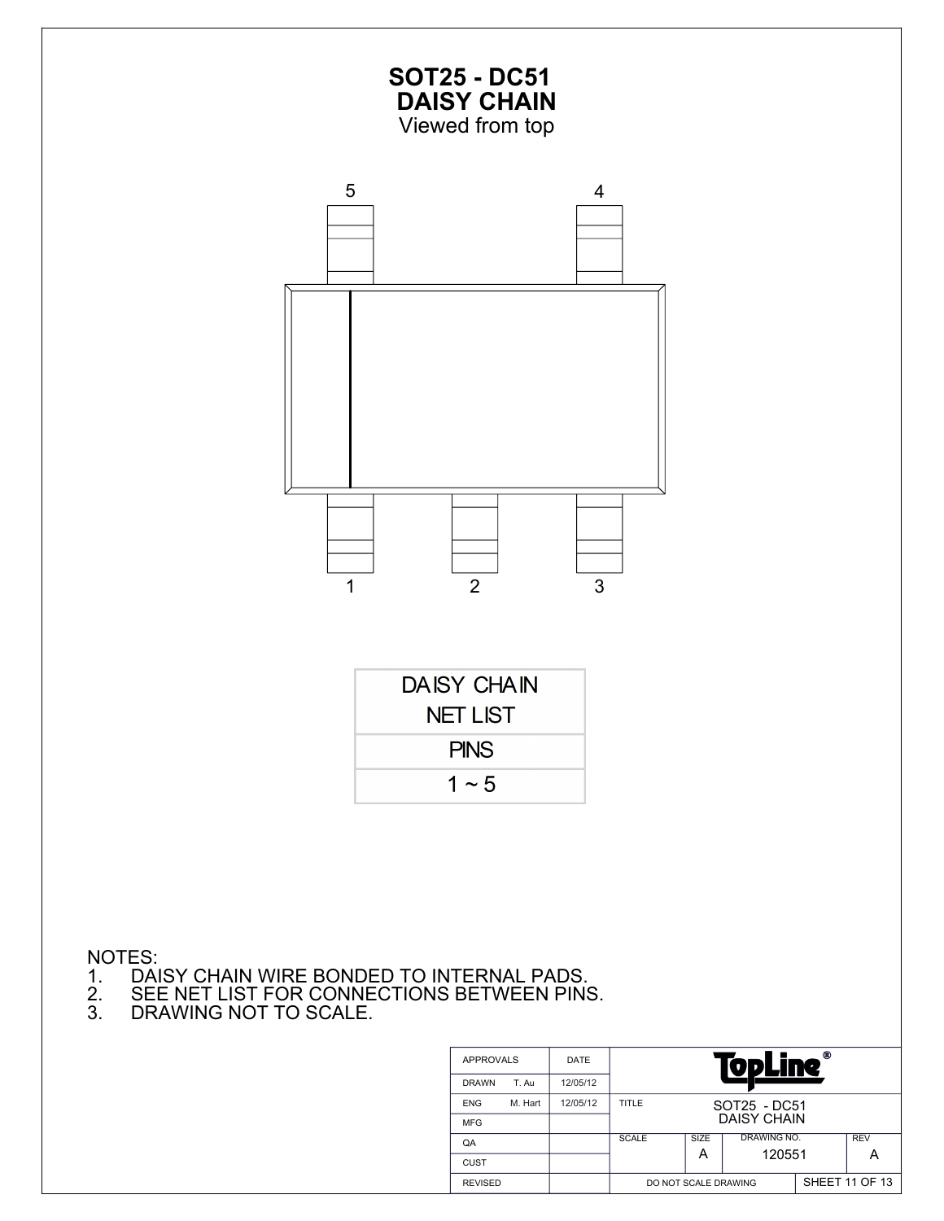# SOT25 - DC51
## DAISY CHAIN
Viewed from top

5 4

1 2 3

| DAISY CHAIN NET LIST |
|---|
| PINS |
| 1 ~ 5 |

NOTES:
1. DAISY CHAIN WIRE BONDED TO INTERNAL PADS.
2. SEE NET LIST FOR CONNECTIONS BETWEEN PINS.
3. DRAWING NOT TO SCALE.

| APPROVALS | DATE | TopLine® | | | |
|---|---|---|---|---|---|
| DRAWN T. Au | 12/05/12 | | | | |
| ENG M. Hart | 12/05/12 | TITLE | SOT25 - DC51 DAISY CHAIN | | |
| MFG | | | | | |
| QA | | SCALE | SIZE A | DRAWING NO. 120551 | REV A |
| CUST | | | | | |
| REVISED | | DO NOT SCALE DRAWING | | SHEET 11 OF 13 | |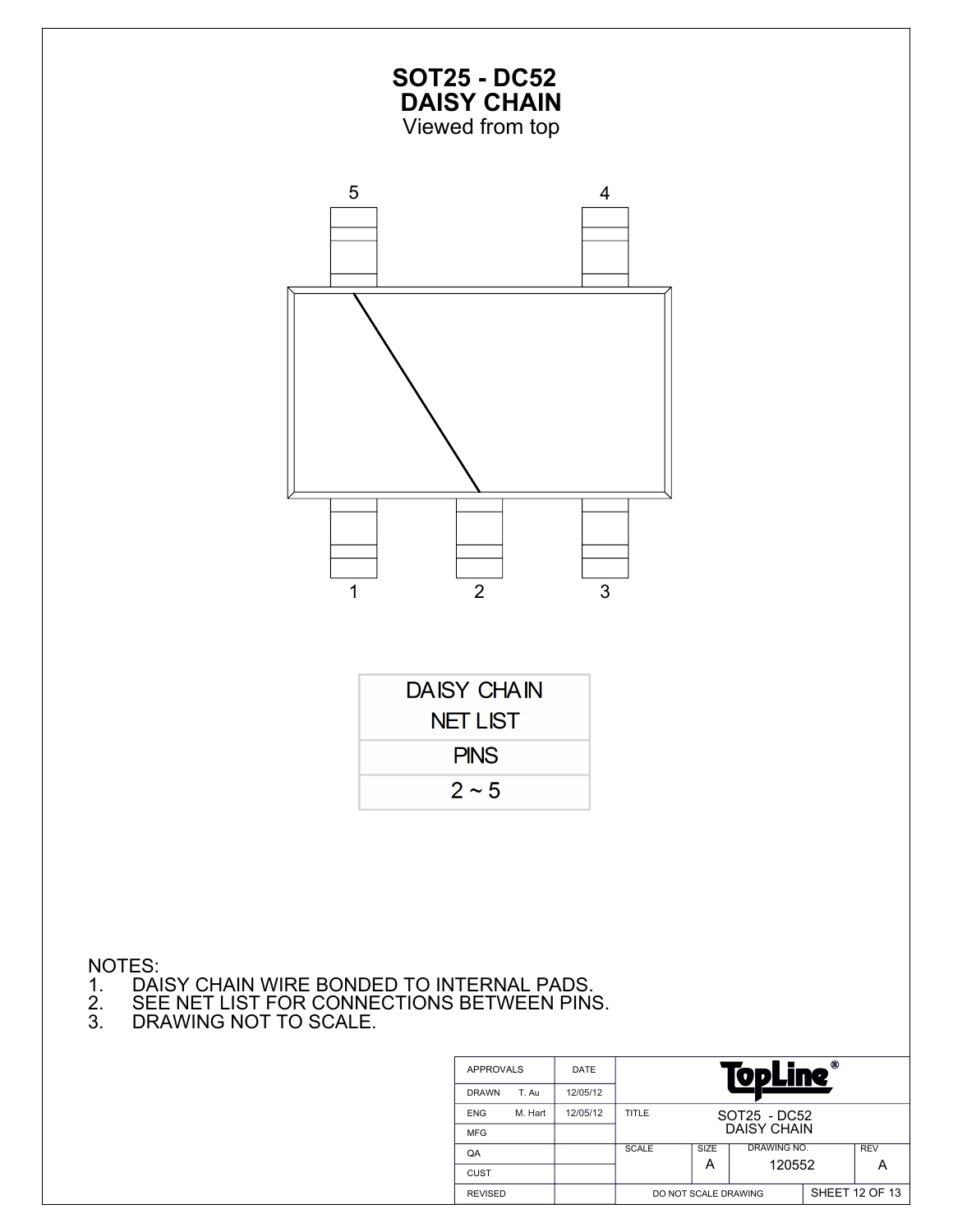# SOT25 - DC52
## DAISY CHAIN
Viewed from top

5 4

1 2 3

| DAISY CHAIN NET LIST |
|---|
| PINS |
| 2 ~ 5 |

NOTES:
1. DAISY CHAIN WIRE BONDED TO INTERNAL PADS.
2. SEE NET LIST FOR CONNECTIONS BETWEEN PINS.
3. DRAWING NOT TO SCALE.

| APPROVALS | | DATE | TopLine® | | | |
|---|---|---|---|---|---|---|
| DRAWN | T. Au | 12/05/12 | | | | |
| ENG | M. Hart | 12/05/12 | TITLE | SOT25 - DC52 DAISY CHAIN | | |
| MFG | | | | | | |
| QA | | | SCALE | SIZE A | DRAWING NO. 120552 | REV A |
| CUST | | | | | | |
| REVISED | | | DO NOT SCALE DRAWING | | SHEET 12 OF 13 | |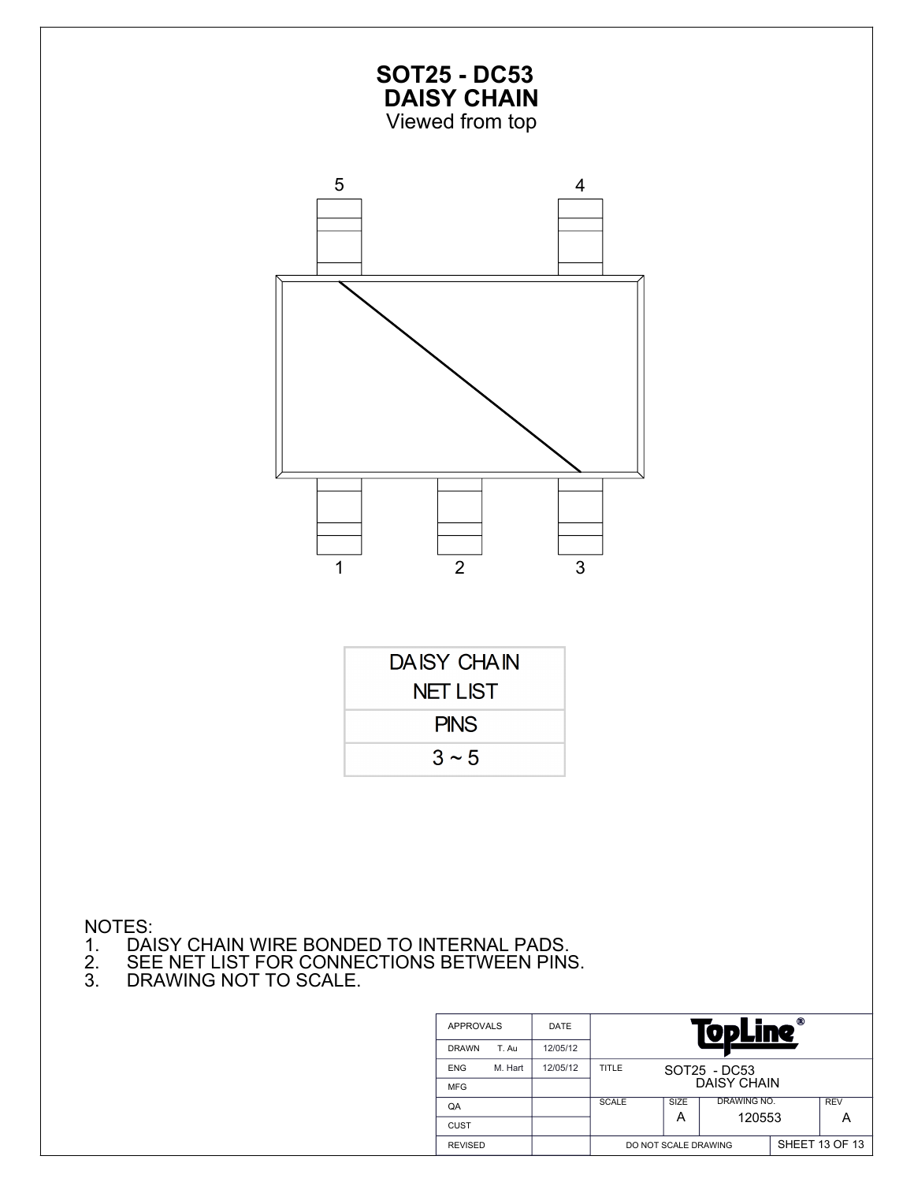# SOT25 - DC53
# DAISY CHAIN

Viewed from top

5 4

1 2 3

| DAISY CHAIN NET LIST |
|---|
| PINS |
| 3 ~ 5 |

NOTES:
1. DAISY CHAIN WIRE BONDED TO INTERNAL PADS.
2. SEE NET LIST FOR CONNECTIONS BETWEEN PINS.
3. DRAWING NOT TO SCALE.

| APPROVALS | | DATE | | | | |
|---|---|---|---|---|---|---|
| DRAWN | T. Au | 12/05/12 | TopLine® | | | |
| ENG | M. Hart | 12/05/12 | TITLE SOT25 - DC53 DAISY CHAIN | | | |
| MFG | | | | | | |
| QA | | | SCALE | SIZE A | DRAWING NO. 120553 | REV A |
| CUST | | | | | | |
| REVISED | | | DO NOT SCALE DRAWING | | | SHEET 13 OF 13 |